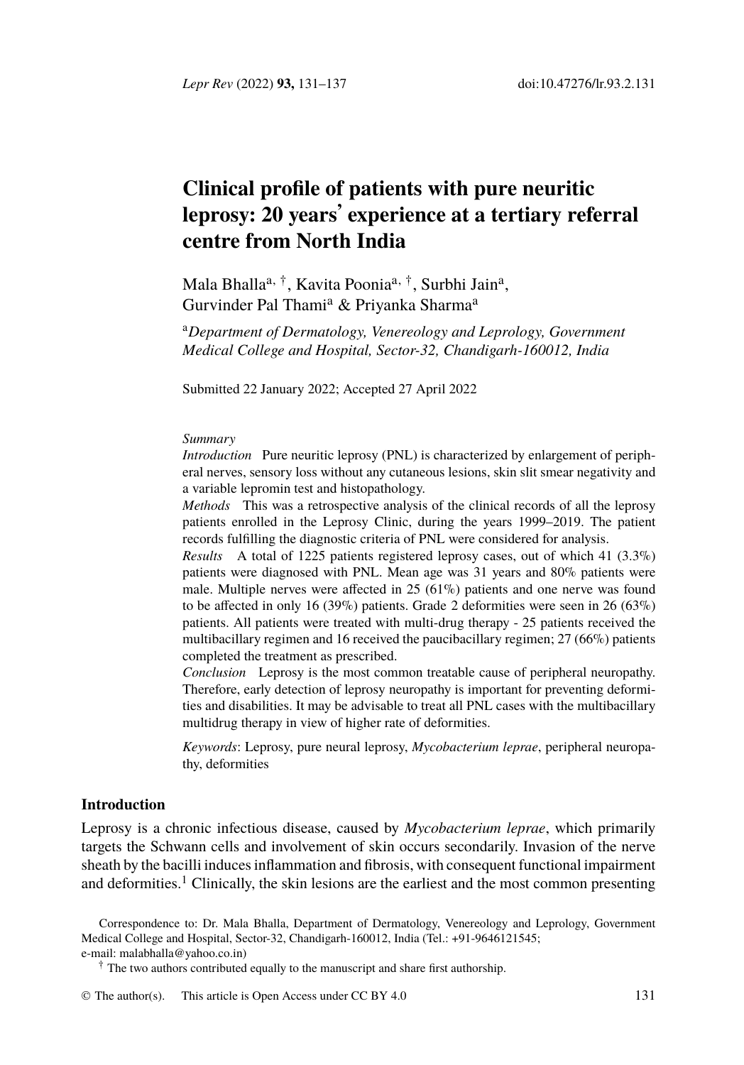# Clinical profile of patients with pure neuritic leprosy: 20 years' experience at a tertiary referral centre from North India

Mala Bhalla[a, †], Kavita Poonia[a, †], Surbhi Jain[a], Gurvinder Pal Thami[a] & Priyanka Sharma[a]

[a]*Department of Dermatology, Venereology and Leprology, Government Medical College and Hospital, Sector-32, Chandigarh-160012, India*

Submitted 22 January 2022; Accepted 27 April 2022

*Summary*

*Introduction* Pure neuritic leprosy (PNL) is characterized by enlargement of peripheral nerves, sensory loss without any cutaneous lesions, skin slit smear negativity and a variable lepromin test and histopathology.

*Methods* This was a retrospective analysis of the clinical records of all the leprosy patients enrolled in the Leprosy Clinic, during the years 1999–2019. The patient records fulfilling the diagnostic criteria of PNL were considered for analysis.

*Results* A total of 1225 patients registered leprosy cases, out of which 41 (3.3%) patients were diagnosed with PNL. Mean age was 31 years and 80% patients were male. Multiple nerves were affected in 25 (61%) patients and one nerve was found to be affected in only 16 (39%) patients. Grade 2 deformities were seen in 26 (63%) patients. All patients were treated with multi-drug therapy - 25 patients received the multibacillary regimen and 16 received the paucibacillary regimen; 27 (66%) patients completed the treatment as prescribed.

*Conclusion* Leprosy is the most common treatable cause of peripheral neuropathy. Therefore, early detection of leprosy neuropathy is important for preventing deformities and disabilities. It may be advisable to treat all PNL cases with the multibacillary multidrug therapy in view of higher rate of deformities.

*Keywords*: Leprosy, pure neural leprosy, *Mycobacterium leprae*, peripheral neuropathy, deformities

## Introduction

Leprosy is a chronic infectious disease, caused by *Mycobacterium leprae*, which primarily targets the Schwann cells and involvement of skin occurs secondarily. Invasion of the nerve sheath by the bacilli induces inflammation and fibrosis, with consequent functional impairment and deformities.[1] Clinically, the skin lesions are the earliest and the most common presenting

Correspondence to: Dr. Mala Bhalla, Department of Dermatology, Venereology and Leprology, Government Medical College and Hospital, Sector-32, Chandigarh-160012, India (Tel.: +91-9646121545; e-mail: malabhalla@yahoo.co.in)

† The two authors contributed equally to the manuscript and share first authorship.

© The author(s). This article is Open Access under CC BY 4.0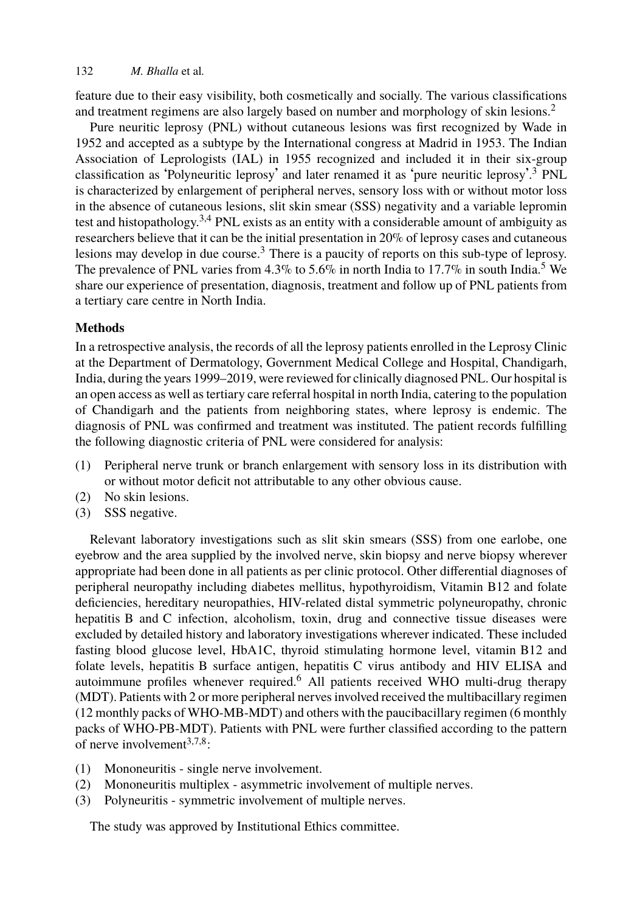feature due to their easy visibility, both cosmetically and socially. The various classifications and treatment regimens are also largely based on number and morphology of skin lesions.[2]

Pure neuritic leprosy (PNL) without cutaneous lesions was first recognized by Wade in 1952 and accepted as a subtype by the International congress at Madrid in 1953. The Indian Association of Leprologists (IAL) in 1955 recognized and included it in their six-group classification as 'Polyneuritic leprosy' and later renamed it as 'pure neuritic leprosy'.[3] PNL is characterized by enlargement of peripheral nerves, sensory loss with or without motor loss in the absence of cutaneous lesions, slit skin smear (SSS) negativity and a variable lepromin test and histopathology.[3,4] PNL exists as an entity with a considerable amount of ambiguity as researchers believe that it can be the initial presentation in 20% of leprosy cases and cutaneous lesions may develop in due course.[3] There is a paucity of reports on this sub-type of leprosy. The prevalence of PNL varies from 4.3% to 5.6% in north India to 17.7% in south India.[5] We share our experience of presentation, diagnosis, treatment and follow up of PNL patients from a tertiary care centre in North India.

## Methods

In a retrospective analysis, the records of all the leprosy patients enrolled in the Leprosy Clinic at the Department of Dermatology, Government Medical College and Hospital, Chandigarh, India, during the years 1999–2019, were reviewed for clinically diagnosed PNL. Our hospital is an open access as well as tertiary care referral hospital in north India, catering to the population of Chandigarh and the patients from neighboring states, where leprosy is endemic. The diagnosis of PNL was confirmed and treatment was instituted. The patient records fulfilling the following diagnostic criteria of PNL were considered for analysis:

(1) Peripheral nerve trunk or branch enlargement with sensory loss in its distribution with or without motor deficit not attributable to any other obvious cause.
(2) No skin lesions.
(3) SSS negative.

Relevant laboratory investigations such as slit skin smears (SSS) from one earlobe, one eyebrow and the area supplied by the involved nerve, skin biopsy and nerve biopsy wherever appropriate had been done in all patients as per clinic protocol. Other differential diagnoses of peripheral neuropathy including diabetes mellitus, hypothyroidism, Vitamin B12 and folate deficiencies, hereditary neuropathies, HIV-related distal symmetric polyneuropathy, chronic hepatitis B and C infection, alcoholism, toxin, drug and connective tissue diseases were excluded by detailed history and laboratory investigations wherever indicated. These included fasting blood glucose level, HbA1C, thyroid stimulating hormone level, vitamin B12 and folate levels, hepatitis B surface antigen, hepatitis C virus antibody and HIV ELISA and autoimmune profiles whenever required.[6] All patients received WHO multi-drug therapy (MDT). Patients with 2 or more peripheral nerves involved received the multibacillary regimen (12 monthly packs of WHO-MB-MDT) and others with the paucibacillary regimen (6 monthly packs of WHO-PB-MDT). Patients with PNL were further classified according to the pattern of nerve involvement[3,7,8]:

(1) Mononeuritis - single nerve involvement.
(2) Mononeuritis multiplex - asymmetric involvement of multiple nerves.
(3) Polyneuritis - symmetric involvement of multiple nerves.

The study was approved by Institutional Ethics committee.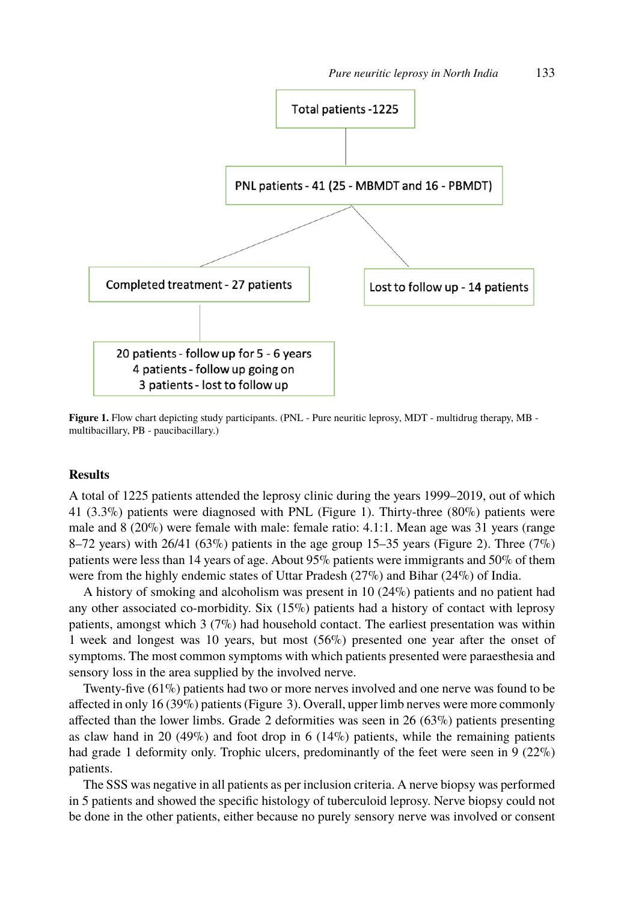Total patients - 1225

PNL patients - 41 (25 - MBMDT and 16 - PBMDT)

Completed treatment - 27 patients

Lost to follow up - 14 patients

20 patients - follow up for 5 - 6 years
4 patients - follow up going on
3 patients - lost to follow up

**Figure 1.** Flow chart depicting study participants. (PNL - Pure neuritic leprosy, MDT - multidrug therapy, MB - multibacillary, PB - paucibacillary.)

## Results

A total of 1225 patients attended the leprosy clinic during the years 1999–2019, out of which 41 (3.3%) patients were diagnosed with PNL (Figure 1). Thirty-three (80%) patients were male and 8 (20%) were female with male: female ratio: 4.1:1. Mean age was 31 years (range 8–72 years) with 26/41 (63%) patients in the age group 15–35 years (Figure 2). Three (7%) patients were less than 14 years of age. About 95% patients were immigrants and 50% of them were from the highly endemic states of Uttar Pradesh (27%) and Bihar (24%) of India.

A history of smoking and alcoholism was present in 10 (24%) patients and no patient had any other associated co-morbidity. Six (15%) patients had a history of contact with leprosy patients, amongst which 3 (7%) had household contact. The earliest presentation was within 1 week and longest was 10 years, but most (56%) presented one year after the onset of symptoms. The most common symptoms with which patients presented were paraesthesia and sensory loss in the area supplied by the involved nerve.

Twenty-five (61%) patients had two or more nerves involved and one nerve was found to be affected in only 16 (39%) patients (Figure 3). Overall, upper limb nerves were more commonly affected than the lower limbs. Grade 2 deformities was seen in 26 (63%) patients presenting as claw hand in 20 (49%) and foot drop in 6 (14%) patients, while the remaining patients had grade 1 deformity only. Trophic ulcers, predominantly of the feet were seen in 9 (22%) patients.

The SSS was negative in all patients as per inclusion criteria. A nerve biopsy was performed in 5 patients and showed the specific histology of tuberculoid leprosy. Nerve biopsy could not be done in the other patients, either because no purely sensory nerve was involved or consent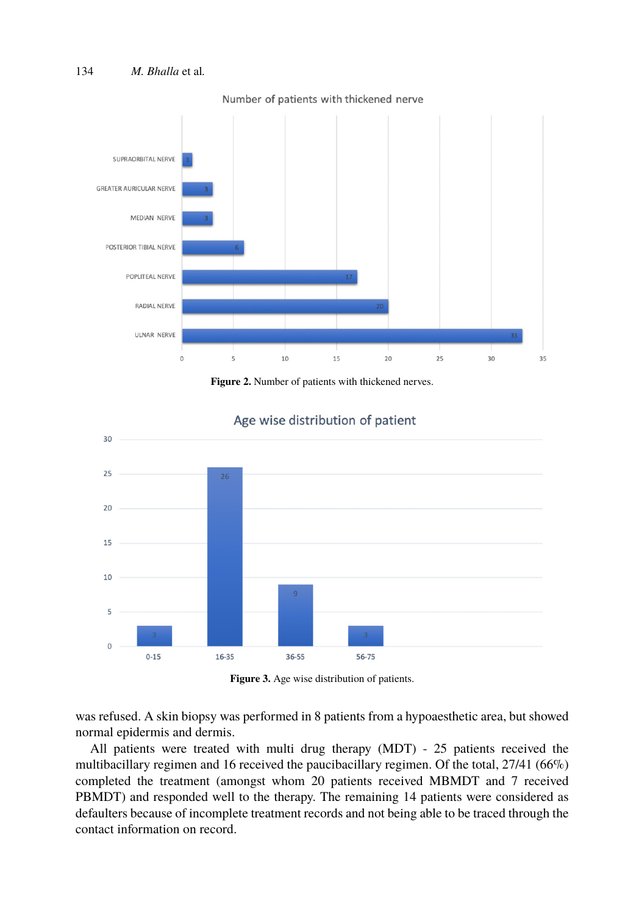Figure 2. Number of patients with thickened nerves.

Figure 3. Age wise distribution of patients.

was refused. A skin biopsy was performed in 8 patients from a hypoaesthetic area, but showed normal epidermis and dermis.

All patients were treated with multi drug therapy (MDT) - 25 patients received the multibacillary regimen and 16 received the paucibacillary regimen. Of the total, 27/41 (66%) completed the treatment (amongst whom 20 patients received MBMDT and 7 received PBMDT) and responded well to the therapy. The remaining 14 patients were considered as defaulters because of incomplete treatment records and not being able to be traced through the contact information on record.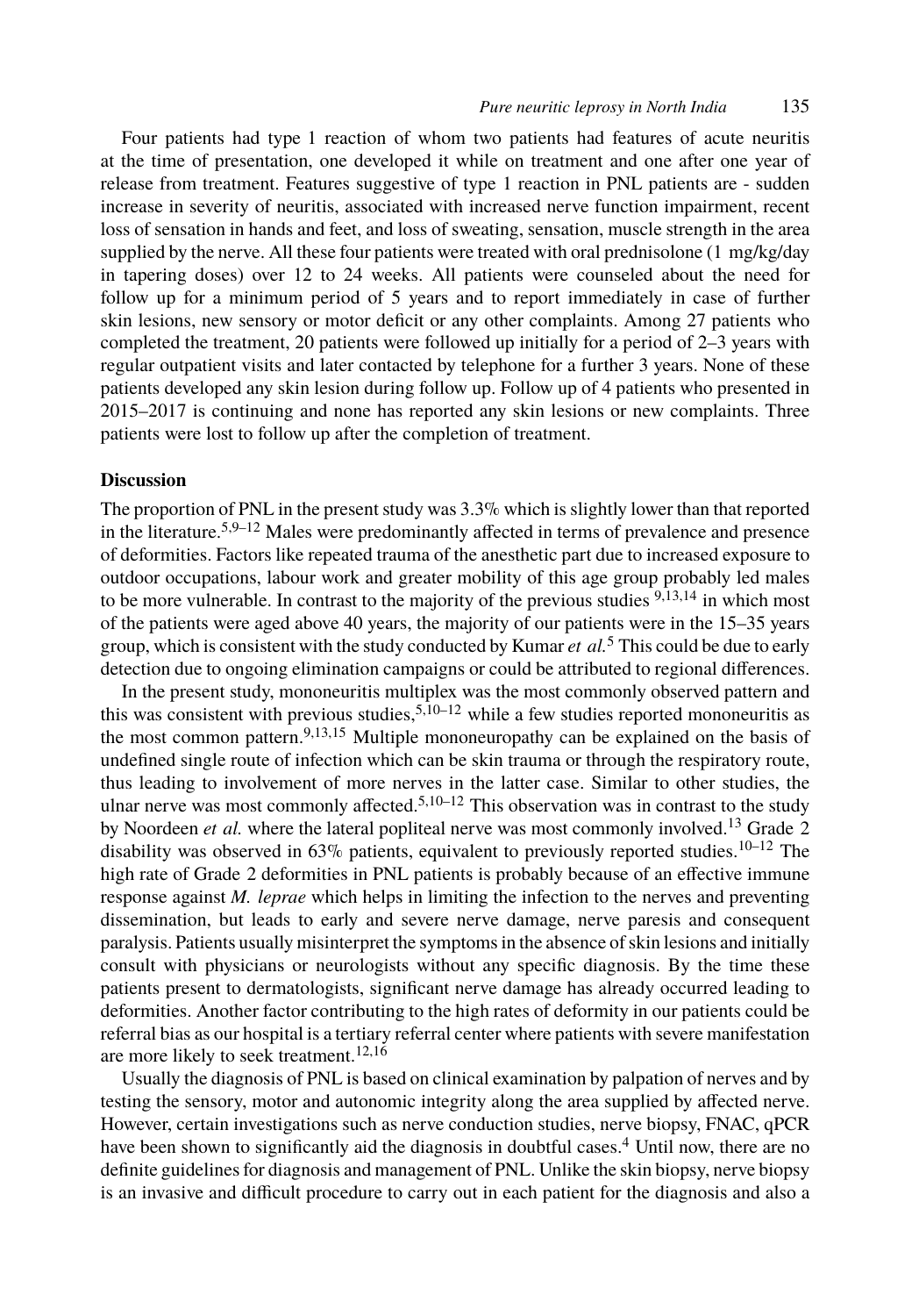Four patients had type 1 reaction of whom two patients had features of acute neuritis at the time of presentation, one developed it while on treatment and one after one year of release from treatment. Features suggestive of type 1 reaction in PNL patients are - sudden increase in severity of neuritis, associated with increased nerve function impairment, recent loss of sensation in hands and feet, and loss of sweating, sensation, muscle strength in the area supplied by the nerve. All these four patients were treated with oral prednisolone (1 mg/kg/day in tapering doses) over 12 to 24 weeks. All patients were counseled about the need for follow up for a minimum period of 5 years and to report immediately in case of further skin lesions, new sensory or motor deficit or any other complaints. Among 27 patients who completed the treatment, 20 patients were followed up initially for a period of 2–3 years with regular outpatient visits and later contacted by telephone for a further 3 years. None of these patients developed any skin lesion during follow up. Follow up of 4 patients who presented in 2015–2017 is continuing and none has reported any skin lesions or new complaints. Three patients were lost to follow up after the completion of treatment.

## Discussion

The proportion of PNL in the present study was 3.3% which is slightly lower than that reported in the literature.[5,9–12] Males were predominantly affected in terms of prevalence and presence of deformities. Factors like repeated trauma of the anesthetic part due to increased exposure to outdoor occupations, labour work and greater mobility of this age group probably led males to be more vulnerable. In contrast to the majority of the previous studies [9,13,14] in which most of the patients were aged above 40 years, the majority of our patients were in the 15–35 years group, which is consistent with the study conducted by Kumar *et al.*[5] This could be due to early detection due to ongoing elimination campaigns or could be attributed to regional differences.

In the present study, mononeuritis multiplex was the most commonly observed pattern and this was consistent with previous studies,[5,10–12] while a few studies reported mononeuritis as the most common pattern.[9,13,15] Multiple mononeuropathy can be explained on the basis of undefined single route of infection which can be skin trauma or through the respiratory route, thus leading to involvement of more nerves in the latter case. Similar to other studies, the ulnar nerve was most commonly affected.[5,10–12] This observation was in contrast to the study by Noordeen *et al.* where the lateral popliteal nerve was most commonly involved.[13] Grade 2 disability was observed in 63% patients, equivalent to previously reported studies.[10–12] The high rate of Grade 2 deformities in PNL patients is probably because of an effective immune response against *M. leprae* which helps in limiting the infection to the nerves and preventing dissemination, but leads to early and severe nerve damage, nerve paresis and consequent paralysis. Patients usually misinterpret the symptoms in the absence of skin lesions and initially consult with physicians or neurologists without any specific diagnosis. By the time these patients present to dermatologists, significant nerve damage has already occurred leading to deformities. Another factor contributing to the high rates of deformity in our patients could be referral bias as our hospital is a tertiary referral center where patients with severe manifestation are more likely to seek treatment.[12,16]

Usually the diagnosis of PNL is based on clinical examination by palpation of nerves and by testing the sensory, motor and autonomic integrity along the area supplied by affected nerve. However, certain investigations such as nerve conduction studies, nerve biopsy, FNAC, qPCR have been shown to significantly aid the diagnosis in doubtful cases.[4] Until now, there are no definite guidelines for diagnosis and management of PNL. Unlike the skin biopsy, nerve biopsy is an invasive and difficult procedure to carry out in each patient for the diagnosis and also a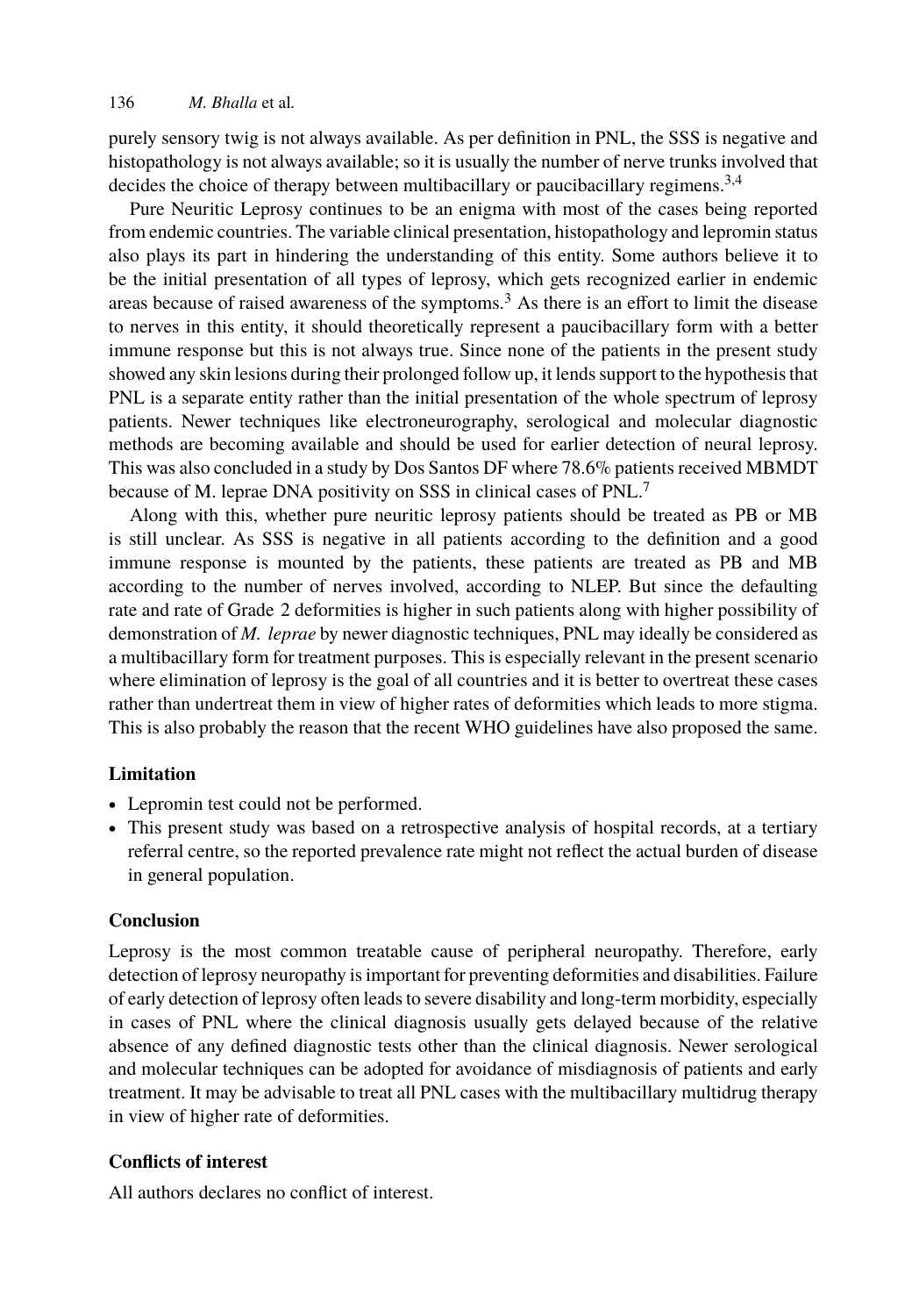purely sensory twig is not always available. As per definition in PNL, the SSS is negative and histopathology is not always available; so it is usually the number of nerve trunks involved that decides the choice of therapy between multibacillary or paucibacillary regimens.[3,4]

Pure Neuritic Leprosy continues to be an enigma with most of the cases being reported from endemic countries. The variable clinical presentation, histopathology and lepromin status also plays its part in hindering the understanding of this entity. Some authors believe it to be the initial presentation of all types of leprosy, which gets recognized earlier in endemic areas because of raised awareness of the symptoms.[3] As there is an effort to limit the disease to nerves in this entity, it should theoretically represent a paucibacillary form with a better immune response but this is not always true. Since none of the patients in the present study showed any skin lesions during their prolonged follow up, it lends support to the hypothesis that PNL is a separate entity rather than the initial presentation of the whole spectrum of leprosy patients. Newer techniques like electroneurography, serological and molecular diagnostic methods are becoming available and should be used for earlier detection of neural leprosy. This was also concluded in a study by Dos Santos DF where 78.6% patients received MBMDT because of M. leprae DNA positivity on SSS in clinical cases of PNL.[7]

Along with this, whether pure neuritic leprosy patients should be treated as PB or MB is still unclear. As SSS is negative in all patients according to the definition and a good immune response is mounted by the patients, these patients are treated as PB and MB according to the number of nerves involved, according to NLEP. But since the defaulting rate and rate of Grade 2 deformities is higher in such patients along with higher possibility of demonstration of *M. leprae* by newer diagnostic techniques, PNL may ideally be considered as a multibacillary form for treatment purposes. This is especially relevant in the present scenario where elimination of leprosy is the goal of all countries and it is better to overtreat these cases rather than undertreat them in view of higher rates of deformities which leads to more stigma. This is also probably the reason that the recent WHO guidelines have also proposed the same.

## Limitation

- Lepromin test could not be performed.
- This present study was based on a retrospective analysis of hospital records, at a tertiary referral centre, so the reported prevalence rate might not reflect the actual burden of disease in general population.

## Conclusion

Leprosy is the most common treatable cause of peripheral neuropathy. Therefore, early detection of leprosy neuropathy is important for preventing deformities and disabilities. Failure of early detection of leprosy often leads to severe disability and long-term morbidity, especially in cases of PNL where the clinical diagnosis usually gets delayed because of the relative absence of any defined diagnostic tests other than the clinical diagnosis. Newer serological and molecular techniques can be adopted for avoidance of misdiagnosis of patients and early treatment. It may be advisable to treat all PNL cases with the multibacillary multidrug therapy in view of higher rate of deformities.

## Conflicts of interest

All authors declares no conflict of interest.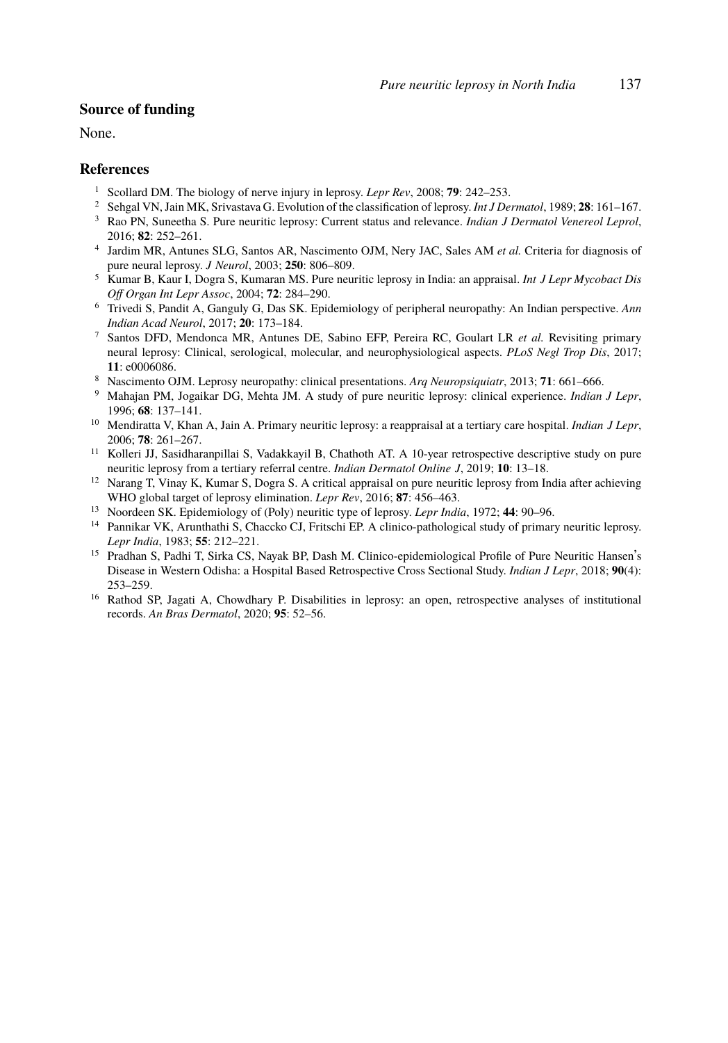## Source of funding

None.

## References

1. Scollard DM. The biology of nerve injury in leprosy. *Lepr Rev*, 2008; **79**: 242–253.
2. Sehgal VN, Jain MK, Srivastava G. Evolution of the classification of leprosy. *Int J Dermatol*, 1989; **28**: 161–167.
3. Rao PN, Suneetha S. Pure neuritic leprosy: Current status and relevance. *Indian J Dermatol Venereol Leprol*, 2016; **82**: 252–261.
4. Jardim MR, Antunes SLG, Santos AR, Nascimento OJM, Nery JAC, Sales AM *et al.* Criteria for diagnosis of pure neural leprosy. *J Neurol*, 2003; **250**: 806–809.
5. Kumar B, Kaur I, Dogra S, Kumaran MS. Pure neuritic leprosy in India: an appraisal. *Int J Lepr Mycobact Dis Off Organ Int Lepr Assoc*, 2004; **72**: 284–290.
6. Trivedi S, Pandit A, Ganguly G, Das SK. Epidemiology of peripheral neuropathy: An Indian perspective. *Ann Indian Acad Neurol*, 2017; **20**: 173–184.
7. Santos DFD, Mendonca MR, Antunes DE, Sabino EFP, Pereira RC, Goulart LR *et al.* Revisiting primary neural leprosy: Clinical, serological, molecular, and neurophysiological aspects. *PLoS Negl Trop Dis*, 2017; **11**: e0006086.
8. Nascimento OJM. Leprosy neuropathy: clinical presentations. *Arq Neuropsiquiatr*, 2013; **71**: 661–666.
9. Mahajan PM, Jogaikar DG, Mehta JM. A study of pure neuritic leprosy: clinical experience. *Indian J Lepr*, 1996; **68**: 137–141.
10. Mendiratta V, Khan A, Jain A. Primary neuritic leprosy: a reappraisal at a tertiary care hospital. *Indian J Lepr*, 2006; **78**: 261–267.
11. Kolleri JJ, Sasidharanpillai S, Vadakkayil B, Chathoth AT. A 10-year retrospective descriptive study on pure neuritic leprosy from a tertiary referral centre. *Indian Dermatol Online J*, 2019; **10**: 13–18.
12. Narang T, Vinay K, Kumar S, Dogra S. A critical appraisal on pure neuritic leprosy from India after achieving WHO global target of leprosy elimination. *Lepr Rev*, 2016; **87**: 456–463.
13. Noordeen SK. Epidemiology of (Poly) neuritic type of leprosy. *Lepr India*, 1972; **44**: 90–96.
14. Pannikar VK, Arunthathi S, Chaccko CJ, Fritschi EP. A clinico-pathological study of primary neuritic leprosy. *Lepr India*, 1983; **55**: 212–221.
15. Pradhan S, Padhi T, Sirka CS, Nayak BP, Dash M. Clinico-epidemiological Profile of Pure Neuritic Hansen's Disease in Western Odisha: a Hospital Based Retrospective Cross Sectional Study. *Indian J Lepr*, 2018; **90**(4): 253–259.
16. Rathod SP, Jagati A, Chowdhary P. Disabilities in leprosy: an open, retrospective analyses of institutional records. *An Bras Dermatol*, 2020; **95**: 52–56.